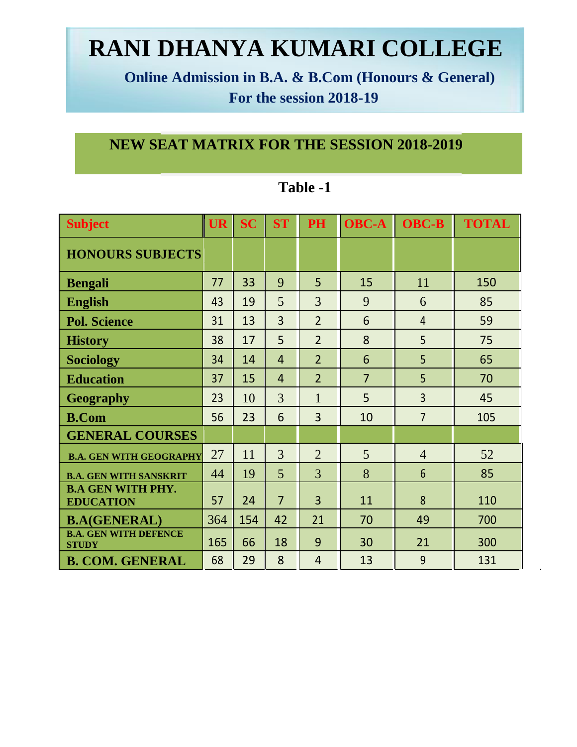# RANI DHANYA KUMARI COLLEGE

**Online Admission in B.A. & B.Com (Honours & General)**
**For the session 2018-19**

## NEW SEAT MATRIX FOR THE SESSION 2018-2019

**Table -1**

| Subject | UR | SC | ST | PH | OBC-A | OBC-B | TOTAL |
|---|---|---|---|---|---|---|---|
| **HONOURS SUBJECTS** | | | | | | | |
| **Bengali** | 77 | 33 | 9 | 5 | 15 | 11 | 150 |
| **English** | 43 | 19 | 5 | 3 | 9 | 6 | 85 |
| **Pol. Science** | 31 | 13 | 3 | 2 | 6 | 4 | 59 |
| **History** | 38 | 17 | 5 | 2 | 8 | 5 | 75 |
| **Sociology** | 34 | 14 | 4 | 2 | 6 | 5 | 65 |
| **Education** | 37 | 15 | 4 | 2 | 7 | 5 | 70 |
| **Geography** | 23 | 10 | 3 | 1 | 5 | 3 | 45 |
| **B.Com** | 56 | 23 | 6 | 3 | 10 | 7 | 105 |
| **GENERAL COURSES** | | | | | | | |
| **B.A. GEN WITH GEOGRAPHY** | 27 | 11 | 3 | 2 | 5 | 4 | 52 |
| **B.A. GEN WITH SANSKRIT** | 44 | 19 | 5 | 3 | 8 | 6 | 85 |
| **B.A GEN WITH PHY. EDUCATION** | 57 | 24 | 7 | 3 | 11 | 8 | 110 |
| **B.A(GENERAL)** | 364 | 154 | 42 | 21 | 70 | 49 | 700 |
| **B.A. GEN WITH DEFENCE STUDY** | 165 | 66 | 18 | 9 | 30 | 21 | 300 |
| **B. COM. GENERAL** | 68 | 29 | 8 | 4 | 13 | 9 | 131 |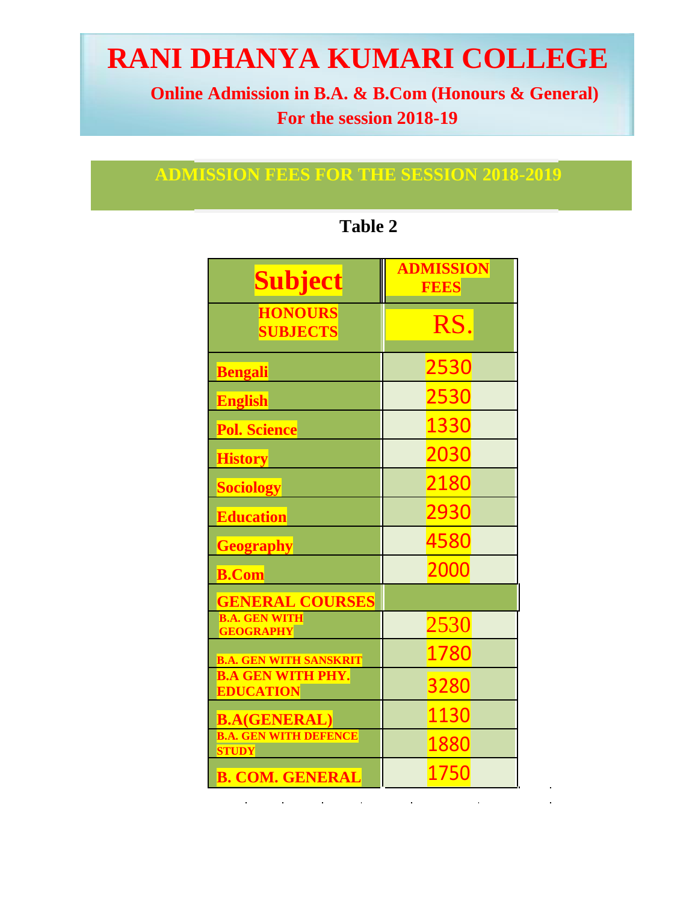# RANI DHANYA KUMARI COLLEGE

**Online Admission in B.A. & B.Com (Honours & General)**

**For the session 2018-19**

## ADMISSION FEES FOR THE SESSION 2018-2019

**Table 2**

| Subject | ADMISSION FEES |
|---|---|
| HONOURS SUBJECTS | RS. |
| Bengali | 2530 |
| English | 2530 |
| Pol. Science | 1330 |
| History | 2030 |
| Sociology | 2180 |
| Education | 2930 |
| Geography | 4580 |
| B.Com | 2000 |
| GENERAL COURSES | |
| B.A. GEN WITH GEOGRAPHY | 2530 |
| B.A. GEN WITH SANSKRIT | 1780 |
| B.A GEN WITH PHY. EDUCATION | 3280 |
| B.A(GENERAL) | 1130 |
| B.A. GEN WITH DEFENCE STUDY | 1880 |
| B. COM. GENERAL | 1750 |